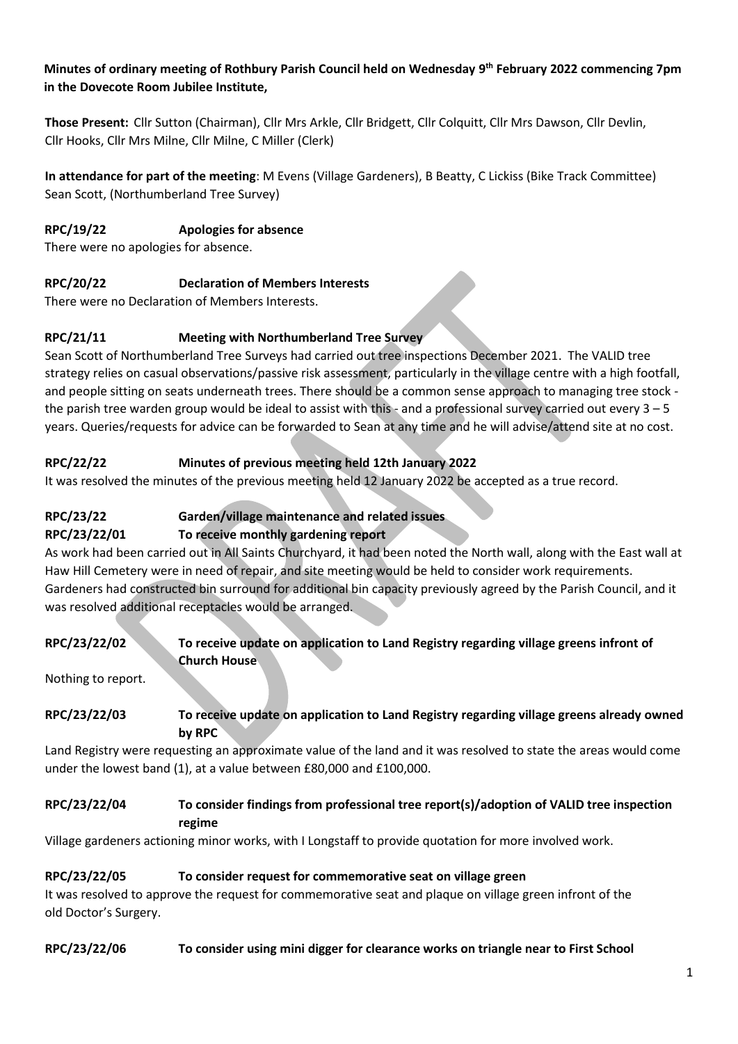**Minutes of ordinary meeting of Rothbury Parish Council held on Wednesday 9th February 2022 commencing 7pm in the Dovecote Room Jubilee Institute,**

**Those Present:** Cllr Sutton (Chairman), Cllr Mrs Arkle, Cllr Bridgett, Cllr Colquitt, Cllr Mrs Dawson, Cllr Devlin, Cllr Hooks, Cllr Mrs Milne, Cllr Milne, C Miller (Clerk)

**In attendance for part of the meeting**: M Evens (Village Gardeners), B Beatty, C Lickiss (Bike Track Committee) Sean Scott, (Northumberland Tree Survey)

**RPC/19/22 Apologies for absence**

There were no apologies for absence.

**RPC/20/22 Declaration of Members Interests**

There were no Declaration of Members Interests.

**RPC/21/11 Meeting with Northumberland Tree Survey**

Sean Scott of Northumberland Tree Surveys had carried out tree inspections December 2021. The VALID tree strategy relies on casual observations/passive risk assessment, particularly in the village centre with a high footfall, and people sitting on seats underneath trees. There should be a common sense approach to managing tree stock - the parish tree warden group would be ideal to assist with this - and a professional survey carried out every 3 – 5 years. Queries/requests for advice can be forwarded to Sean at any time and he will advise/attend site at no cost.

**RPC/22/22 Minutes of previous meeting held 12th January 2022**

It was resolved the minutes of the previous meeting held 12 January 2022 be accepted as a true record.

**RPC/23/22 Garden/village maintenance and related issues**

**RPC/23/22/01 To receive monthly gardening report**

As work had been carried out in All Saints Churchyard, it had been noted the North wall, along with the East wall at Haw Hill Cemetery were in need of repair, and site meeting would be held to consider work requirements. Gardeners had constructed bin surround for additional bin capacity previously agreed by the Parish Council, and it was resolved additional receptacles would be arranged.

**RPC/23/22/02 To receive update on application to Land Registry regarding village greens infront of Church House**

Nothing to report.

**RPC/23/22/03 To receive update on application to Land Registry regarding village greens already owned by RPC**

Land Registry were requesting an approximate value of the land and it was resolved to state the areas would come under the lowest band (1), at a value between £80,000 and £100,000.

**RPC/23/22/04 To consider findings from professional tree report(s)/adoption of VALID tree inspection regime**

Village gardeners actioning minor works, with I Longstaff to provide quotation for more involved work.

**RPC/23/22/05 To consider request for commemorative seat on village green**

It was resolved to approve the request for commemorative seat and plaque on village green infront of the old Doctor's Surgery.

**RPC/23/22/06 To consider using mini digger for clearance works on triangle near to First School**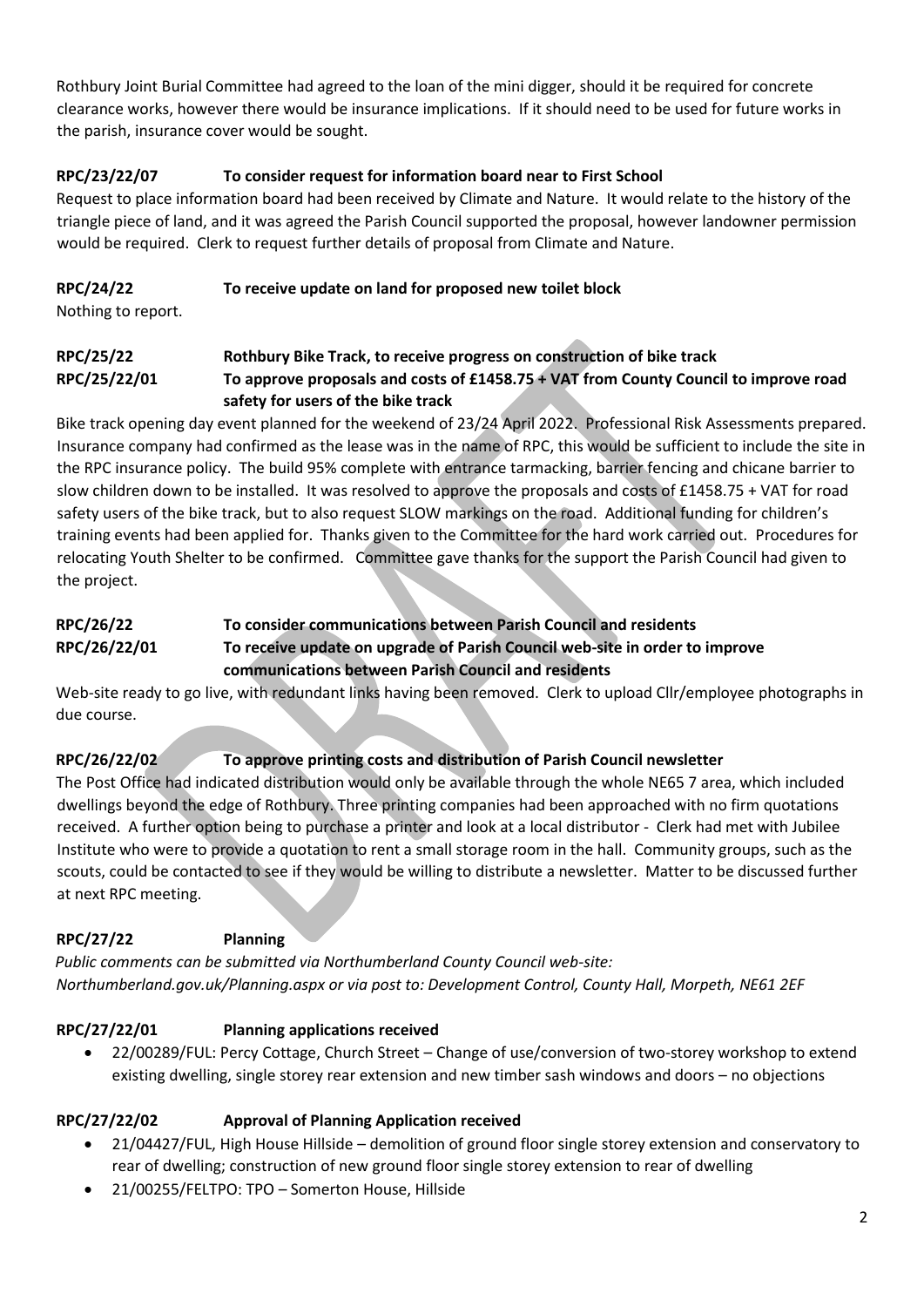Rothbury Joint Burial Committee had agreed to the loan of the mini digger, should it be required for concrete clearance works, however there would be insurance implications. If it should need to be used for future works in the parish, insurance cover would be sought.

**RPC/23/22/07 To consider request for information board near to First School**

Request to place information board had been received by Climate and Nature. It would relate to the history of the triangle piece of land, and it was agreed the Parish Council supported the proposal, however landowner permission would be required. Clerk to request further details of proposal from Climate and Nature.

**RPC/24/22 To receive update on land for proposed new toilet block**

Nothing to report.

**RPC/25/22 Rothbury Bike Track, to receive progress on construction of bike track**

**RPC/25/22/01 To approve proposals and costs of £1458.75 + VAT from County Council to improve road safety for users of the bike track**

Bike track opening day event planned for the weekend of 23/24 April 2022. Professional Risk Assessments prepared. Insurance company had confirmed as the lease was in the name of RPC, this would be sufficient to include the site in the RPC insurance policy. The build 95% complete with entrance tarmacking, barrier fencing and chicane barrier to slow children down to be installed. It was resolved to approve the proposals and costs of £1458.75 + VAT for road safety users of the bike track, but to also request SLOW markings on the road. Additional funding for children's training events had been applied for. Thanks given to the Committee for the hard work carried out. Procedures for relocating Youth Shelter to be confirmed. Committee gave thanks for the support the Parish Council had given to the project.

**RPC/26/22 To consider communications between Parish Council and residents**

**RPC/26/22/01 To receive update on upgrade of Parish Council web-site in order to improve communications between Parish Council and residents**

Web-site ready to go live, with redundant links having been removed. Clerk to upload Cllr/employee photographs in due course.

**RPC/26/22/02 To approve printing costs and distribution of Parish Council newsletter**

The Post Office had indicated distribution would only be available through the whole NE65 7 area, which included dwellings beyond the edge of Rothbury. Three printing companies had been approached with no firm quotations received. A further option being to purchase a printer and look at a local distributor - Clerk had met with Jubilee Institute who were to provide a quotation to rent a small storage room in the hall. Community groups, such as the scouts, could be contacted to see if they would be willing to distribute a newsletter. Matter to be discussed further at next RPC meeting.

**RPC/27/22 Planning**

*Public comments can be submitted via Northumberland County Council web-site: Northumberland.gov.uk/Planning.aspx or via post to: Development Control, County Hall, Morpeth, NE61 2EF*

**RPC/27/22/01 Planning applications received**

- 22/00289/FUL: Percy Cottage, Church Street – Change of use/conversion of two-storey workshop to extend existing dwelling, single storey rear extension and new timber sash windows and doors – no objections

**RPC/27/22/02 Approval of Planning Application received**

- 21/04427/FUL, High House Hillside – demolition of ground floor single storey extension and conservatory to rear of dwelling; construction of new ground floor single storey extension to rear of dwelling
- 21/00255/FELTPO: TPO – Somerton House, Hillside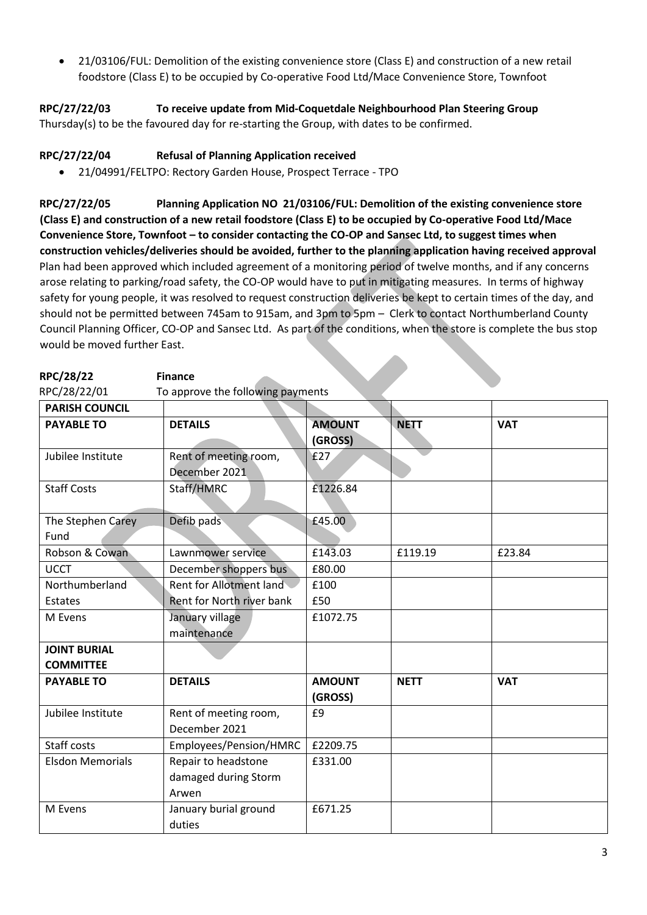- 21/03106/FUL: Demolition of the existing convenience store (Class E) and construction of a new retail foodstore (Class E) to be occupied by Co-operative Food Ltd/Mace Convenience Store, Townfoot

**RPC/27/22/03 To receive update from Mid-Coquetdale Neighbourhood Plan Steering Group**

Thursday(s) to be the favoured day for re-starting the Group, with dates to be confirmed.

**RPC/27/22/04 Refusal of Planning Application received**

- 21/04991/FELTPO: Rectory Garden House, Prospect Terrace - TPO

**RPC/27/22/05 Planning Application NO 21/03106/FUL: Demolition of the existing convenience store (Class E) and construction of a new retail foodstore (Class E) to be occupied by Co-operative Food Ltd/Mace Convenience Store, Townfoot – to consider contacting the CO-OP and Sansec Ltd, to suggest times when construction vehicles/deliveries should be avoided, further to the planning application having received approval**

Plan had been approved which included agreement of a monitoring period of twelve months, and if any concerns arose relating to parking/road safety, the CO-OP would have to put in mitigating measures. In terms of highway safety for young people, it was resolved to request construction deliveries be kept to certain times of the day, and should not be permitted between 745am to 915am, and 3pm to 5pm – Clerk to contact Northumberland County Council Planning Officer, CO-OP and Sansec Ltd. As part of the conditions, when the store is complete the bus stop would be moved further East.

**RPC/28/22 Finance**

RPC/28/22/01 To approve the following payments

| **PARISH COUNCIL** | | | | |
|---|---|---|---|---|
| **PAYABLE TO** | **DETAILS** | **AMOUNT (GROSS)** | **NETT** | **VAT** |
| Jubilee Institute | Rent of meeting room, December 2021 | £27 | | |
| Staff Costs | Staff/HMRC | £1226.84 | | |
| The Stephen Carey Fund | Defib pads | £45.00 | | |
| Robson & Cowan | Lawnmower service | £143.03 | £119.19 | £23.84 |
| UCCT | December shoppers bus | £80.00 | | |
| Northumberland Estates | Rent for Allotment land<br>Rent for North river bank | £100<br>£50 | | |
| M Evens | January village maintenance | £1072.75 | | |
| **JOINT BURIAL COMMITTEE** | | | | |
| **PAYABLE TO** | **DETAILS** | **AMOUNT (GROSS)** | **NETT** | **VAT** |
| Jubilee Institute | Rent of meeting room, December 2021 | £9 | | |
| Staff costs | Employees/Pension/HMRC | £2209.75 | | |
| Elsdon Memorials | Repair to headstone damaged during Storm Arwen | £331.00 | | |
| M Evens | January burial ground duties | £671.25 | | |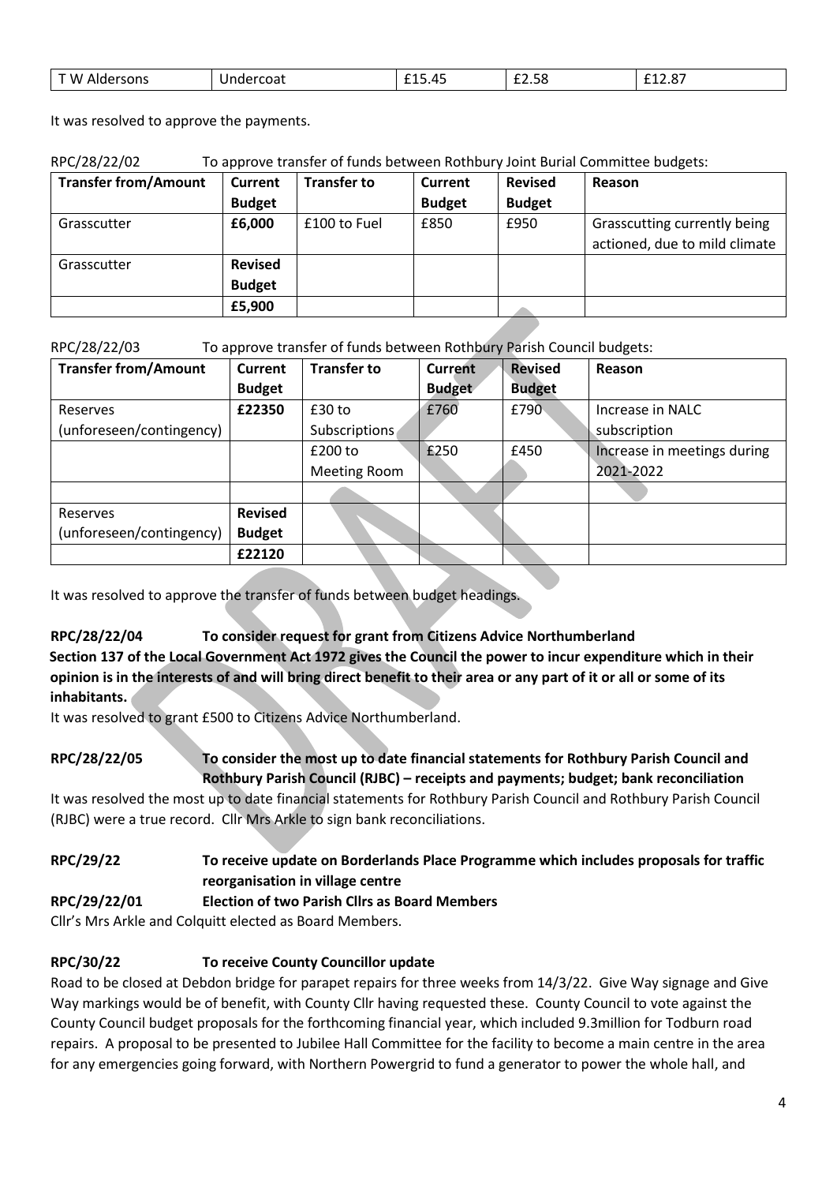| T W Aldersons | Undercoat | £15.45 | £2.58 | £12.87 |
|---|---|---|---|---|

It was resolved to approve the payments.

RPC/28/22/02 To approve transfer of funds between Rothbury Joint Burial Committee budgets:

| Transfer from/Amount | Current Budget | Transfer to | Current Budget | Revised Budget | Reason |
|---|---|---|---|---|---|
| Grasscutter | £6,000 | £100 to Fuel | £850 | £950 | Grasscutting currently being actioned, due to mild climate |
| Grasscutter | Revised Budget | | | | |
| | £5,900 | | | | |

RPC/28/22/03 To approve transfer of funds between Rothbury Parish Council budgets:

| Transfer from/Amount | Current Budget | Transfer to | Current Budget | Revised Budget | Reason |
|---|---|---|---|---|---|
| Reserves (unforeseen/contingency) | £22350 | £30 to Subscriptions | £760 | £790 | Increase in NALC subscription |
| | | £200 to Meeting Room | £250 | £450 | Increase in meetings during 2021-2022 |
| | | | | | |
| Reserves (unforeseen/contingency) | Revised Budget | | | | |
| | £22120 | | | | |

It was resolved to approve the transfer of funds between budget headings.

**RPC/28/22/04 To consider request for grant from Citizens Advice Northumberland**
**Section 137 of the Local Government Act 1972 gives the Council the power to incur expenditure which in their opinion is in the interests of and will bring direct benefit to their area or any part of it or all or some of its inhabitants.**
It was resolved to grant £500 to Citizens Advice Northumberland.

**RPC/28/22/05 To consider the most up to date financial statements for Rothbury Parish Council and Rothbury Parish Council (RJBC) – receipts and payments; budget; bank reconciliation**
It was resolved the most up to date financial statements for Rothbury Parish Council and Rothbury Parish Council (RJBC) were a true record. Cllr Mrs Arkle to sign bank reconciliations.

**RPC/29/22 To receive update on Borderlands Place Programme which includes proposals for traffic reorganisation in village centre**

**RPC/29/22/01 Election of two Parish Cllrs as Board Members**
Cllr's Mrs Arkle and Colquitt elected as Board Members.

**RPC/30/22 To receive County Councillor update**
Road to be closed at Debdon bridge for parapet repairs for three weeks from 14/3/22. Give Way signage and Give Way markings would be of benefit, with County Cllr having requested these. County Council to vote against the County Council budget proposals for the forthcoming financial year, which included 9.3million for Todburn road repairs. A proposal to be presented to Jubilee Hall Committee for the facility to become a main centre in the area for any emergencies going forward, with Northern Powergrid to fund a generator to power the whole hall, and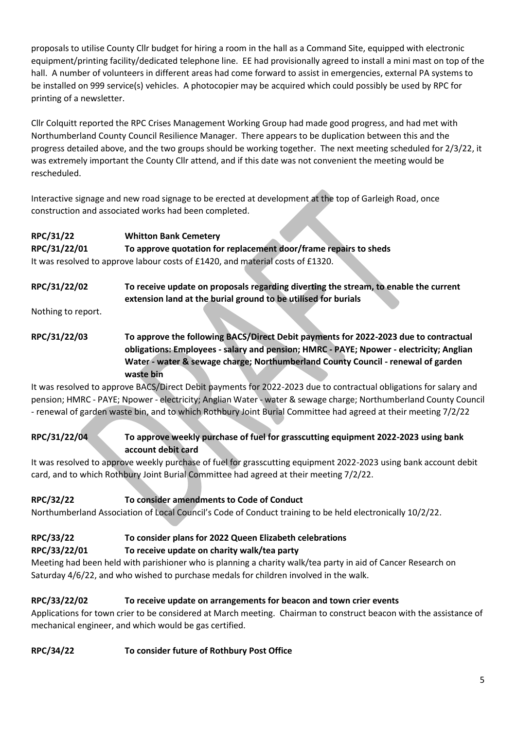proposals to utilise County Cllr budget for hiring a room in the hall as a Command Site, equipped with electronic equipment/printing facility/dedicated telephone line. EE had provisionally agreed to install a mini mast on top of the hall. A number of volunteers in different areas had come forward to assist in emergencies, external PA systems to be installed on 999 service(s) vehicles. A photocopier may be acquired which could possibly be used by RPC for printing of a newsletter.

Cllr Colquitt reported the RPC Crises Management Working Group had made good progress, and had met with Northumberland County Council Resilience Manager. There appears to be duplication between this and the progress detailed above, and the two groups should be working together. The next meeting scheduled for 2/3/22, it was extremely important the County Cllr attend, and if this date was not convenient the meeting would be rescheduled.

Interactive signage and new road signage to be erected at development at the top of Garleigh Road, once construction and associated works had been completed.

**RPC/31/22 Whitton Bank Cemetery**

**RPC/31/22/01 To approve quotation for replacement door/frame repairs to sheds**

It was resolved to approve labour costs of £1420, and material costs of £1320.

**RPC/31/22/02 To receive update on proposals regarding diverting the stream, to enable the current extension land at the burial ground to be utilised for burials**

Nothing to report.

**RPC/31/22/03 To approve the following BACS/Direct Debit payments for 2022-2023 due to contractual obligations: Employees - salary and pension; HMRC - PAYE; Npower - electricity; Anglian Water - water & sewage charge; Northumberland County Council - renewal of garden waste bin**

It was resolved to approve BACS/Direct Debit payments for 2022-2023 due to contractual obligations for salary and pension; HMRC - PAYE; Npower - electricity; Anglian Water - water & sewage charge; Northumberland County Council - renewal of garden waste bin, and to which Rothbury Joint Burial Committee had agreed at their meeting 7/2/22

**RPC/31/22/04 To approve weekly purchase of fuel for grasscutting equipment 2022-2023 using bank account debit card**

It was resolved to approve weekly purchase of fuel for grasscutting equipment 2022-2023 using bank account debit card, and to which Rothbury Joint Burial Committee had agreed at their meeting 7/2/22.

**RPC/32/22 To consider amendments to Code of Conduct**

Northumberland Association of Local Council's Code of Conduct training to be held electronically 10/2/22.

**RPC/33/22 To consider plans for 2022 Queen Elizabeth celebrations**

**RPC/33/22/01 To receive update on charity walk/tea party**

Meeting had been held with parishioner who is planning a charity walk/tea party in aid of Cancer Research on Saturday 4/6/22, and who wished to purchase medals for children involved in the walk.

**RPC/33/22/02 To receive update on arrangements for beacon and town crier events**

Applications for town crier to be considered at March meeting. Chairman to construct beacon with the assistance of mechanical engineer, and which would be gas certified.

**RPC/34/22 To consider future of Rothbury Post Office**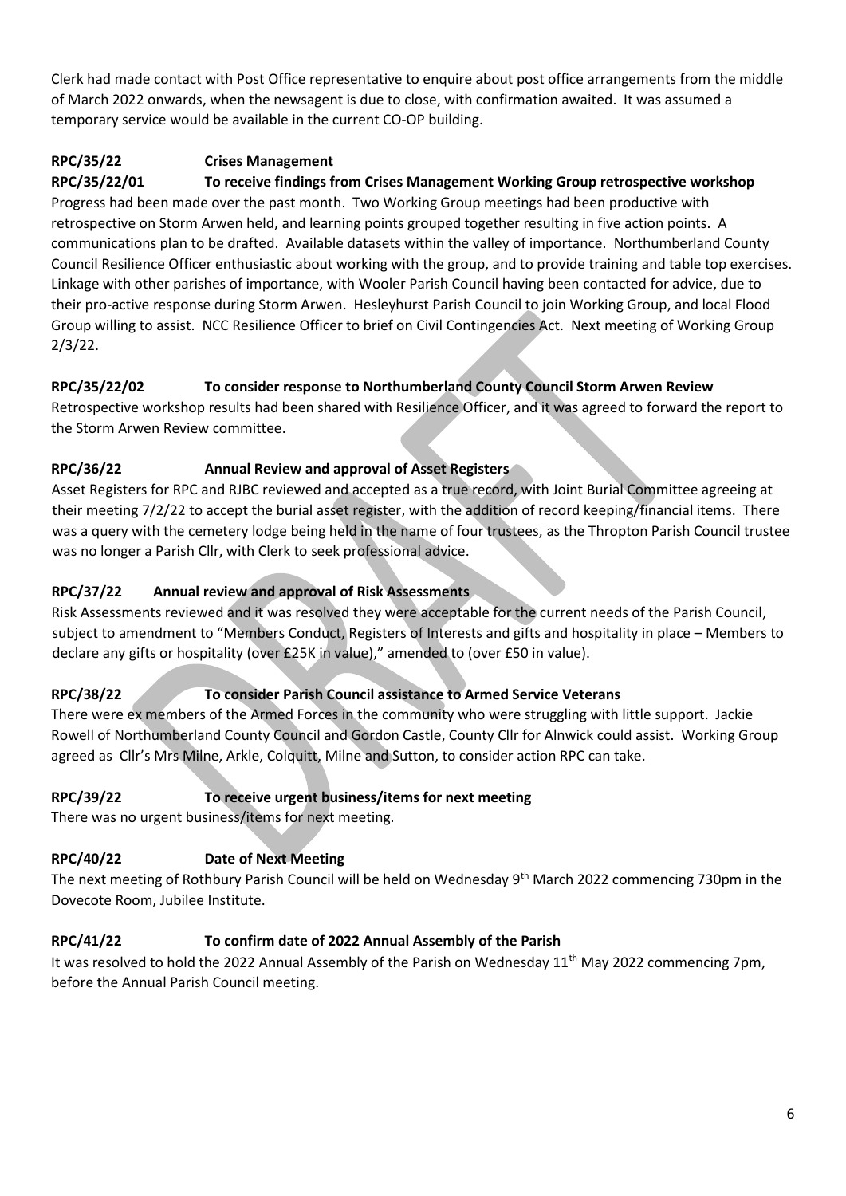Clerk had made contact with Post Office representative to enquire about post office arrangements from the middle of March 2022 onwards, when the newsagent is due to close, with confirmation awaited. It was assumed a temporary service would be available in the current CO-OP building.

### RPC/35/22 Crises Management

### RPC/35/22/01 To receive findings from Crises Management Working Group retrospective workshop

Progress had been made over the past month. Two Working Group meetings had been productive with retrospective on Storm Arwen held, and learning points grouped together resulting in five action points. A communications plan to be drafted. Available datasets within the valley of importance. Northumberland County Council Resilience Officer enthusiastic about working with the group, and to provide training and table top exercises. Linkage with other parishes of importance, with Wooler Parish Council having been contacted for advice, due to their pro-active response during Storm Arwen. Hesleyhurst Parish Council to join Working Group, and local Flood Group willing to assist. NCC Resilience Officer to brief on Civil Contingencies Act. Next meeting of Working Group 2/3/22.

### RPC/35/22/02 To consider response to Northumberland County Council Storm Arwen Review

Retrospective workshop results had been shared with Resilience Officer, and it was agreed to forward the report to the Storm Arwen Review committee.

### RPC/36/22 Annual Review and approval of Asset Registers

Asset Registers for RPC and RJBC reviewed and accepted as a true record, with Joint Burial Committee agreeing at their meeting 7/2/22 to accept the burial asset register, with the addition of record keeping/financial items. There was a query with the cemetery lodge being held in the name of four trustees, as the Thropton Parish Council trustee was no longer a Parish Cllr, with Clerk to seek professional advice.

### RPC/37/22 Annual review and approval of Risk Assessments

Risk Assessments reviewed and it was resolved they were acceptable for the current needs of the Parish Council, subject to amendment to "Members Conduct, Registers of Interests and gifts and hospitality in place – Members to declare any gifts or hospitality (over £25K in value)," amended to (over £50 in value).

### RPC/38/22 To consider Parish Council assistance to Armed Service Veterans

There were ex members of the Armed Forces in the community who were struggling with little support. Jackie Rowell of Northumberland County Council and Gordon Castle, County Cllr for Alnwick could assist. Working Group agreed as Cllr's Mrs Milne, Arkle, Colquitt, Milne and Sutton, to consider action RPC can take.

### RPC/39/22 To receive urgent business/items for next meeting

There was no urgent business/items for next meeting.

### RPC/40/22 Date of Next Meeting

The next meeting of Rothbury Parish Council will be held on Wednesday 9th March 2022 commencing 730pm in the Dovecote Room, Jubilee Institute.

### RPC/41/22 To confirm date of 2022 Annual Assembly of the Parish

It was resolved to hold the 2022 Annual Assembly of the Parish on Wednesday 11th May 2022 commencing 7pm, before the Annual Parish Council meeting.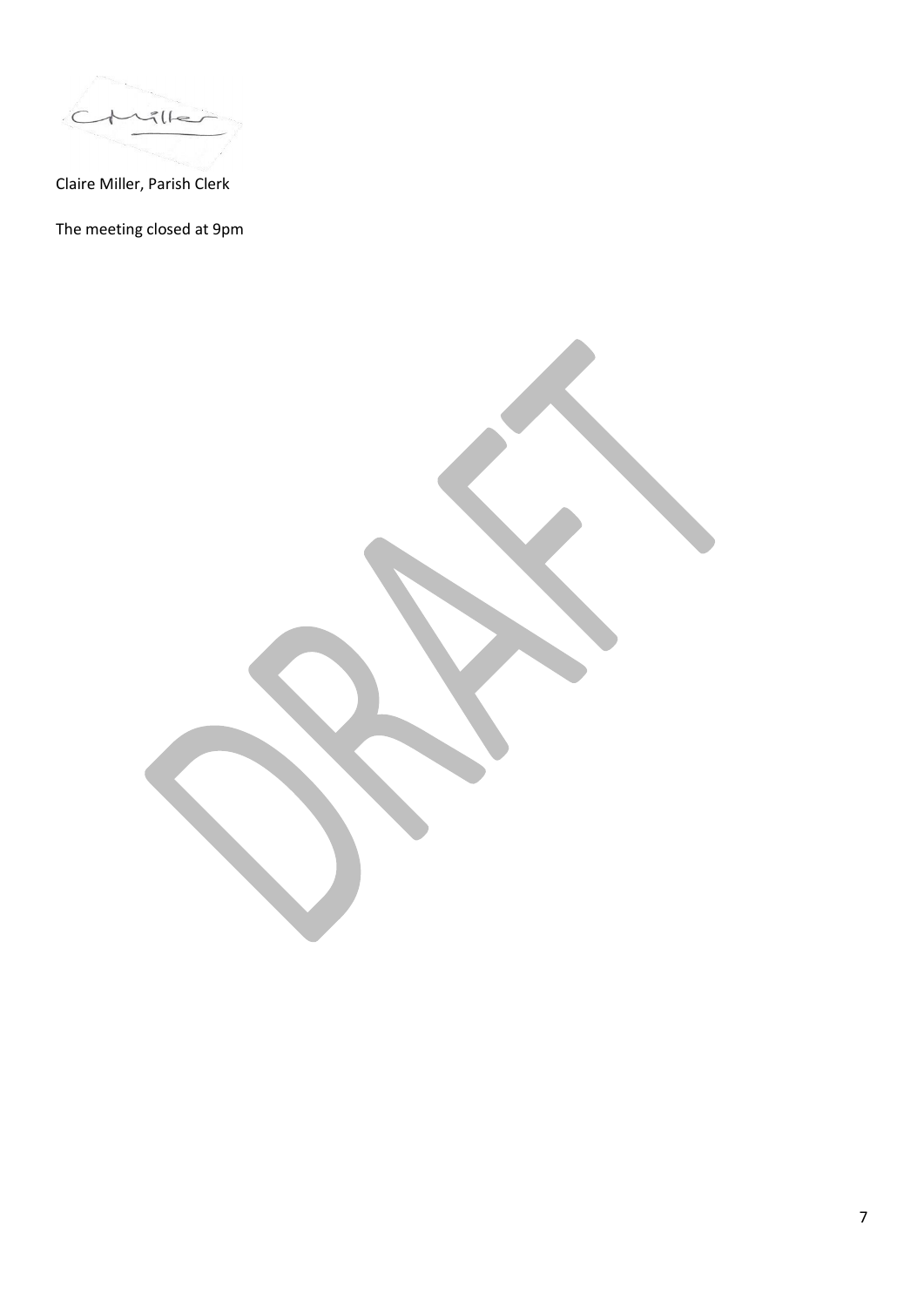Claire Miller, Parish Clerk

The meeting closed at 9pm